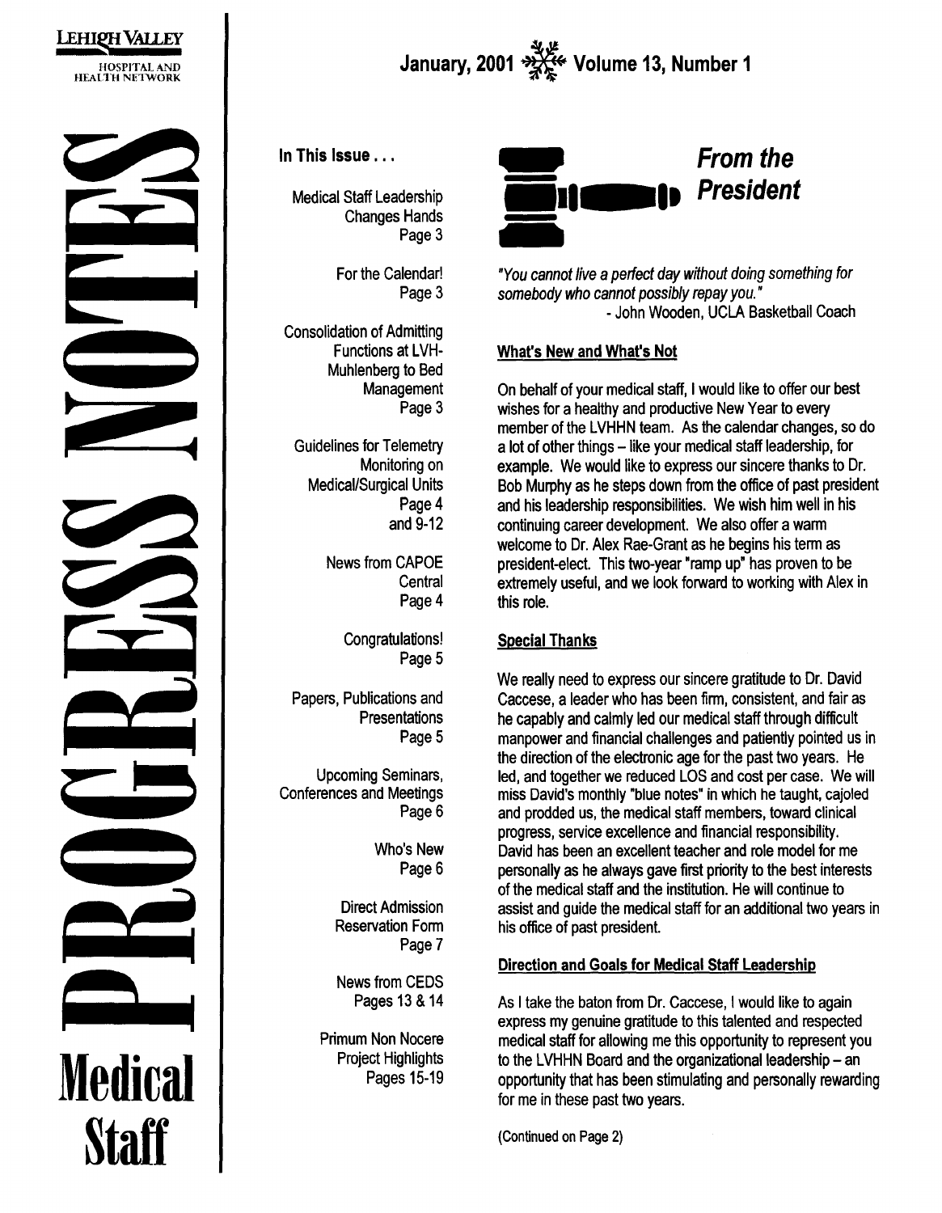LEHIGH VALLEY HOSPITAL AND HEALTH NETWORK

# PROGRESS NOTES

## Medical Staff

January, 2001 Volume 13, Number 1

**In This Issue . . .**

- Medical Staff Leadership Changes Hands — Page 3
- For the Calendar! — Page 3
- Consolidation of Admitting Functions at LVH-Muhlenberg to Bed Management — Page 3
- Guidelines for Telemetry Monitoring on Medical/Surgical Units — Page 4 and 9-12
- News from CAPOE Central — Page 4
- Congratulations! — Page 5
- Papers, Publications and Presentations — Page 5
- Upcoming Seminars, Conferences and Meetings — Page 6
- Who's New — Page 6
- Direct Admission Reservation Form — Page 7
- News from CEDS — Pages 13 & 14
- Primum Non Nocere Project Highlights — Pages 15-19

# *From the President*

*"You cannot live a perfect day without doing something for somebody who cannot possibly repay you."*
- John Wooden, UCLA Basketball Coach

**What's New and What's Not**

On behalf of your medical staff, I would like to offer our best wishes for a healthy and productive New Year to every member of the LVHHN team. As the calendar changes, so do a lot of other things – like your medical staff leadership, for example. We would like to express our sincere thanks to Dr. Bob Murphy as he steps down from the office of past president and his leadership responsibilities. We wish him well in his continuing career development. We also offer a warm welcome to Dr. Alex Rae-Grant as he begins his term as president-elect. This two-year "ramp up" has proven to be extremely useful, and we look forward to working with Alex in this role.

**Special Thanks**

We really need to express our sincere gratitude to Dr. David Caccese, a leader who has been firm, consistent, and fair as he capably and calmly led our medical staff through difficult manpower and financial challenges and patiently pointed us in the direction of the electronic age for the past two years. He led, and together we reduced LOS and cost per case. We will miss David's monthly "blue notes" in which he taught, cajoled and prodded us, the medical staff members, toward clinical progress, service excellence and financial responsibility. David has been an excellent teacher and role model for me personally as he always gave first priority to the best interests of the medical staff and the institution. He will continue to assist and guide the medical staff for an additional two years in his office of past president.

**Direction and Goals for Medical Staff Leadership**

As I take the baton from Dr. Caccese, I would like to again express my genuine gratitude to this talented and respected medical staff for allowing me this opportunity to represent you to the LVHHN Board and the organizational leadership – an opportunity that has been stimulating and personally rewarding for me in these past two years.

(Continued on Page 2)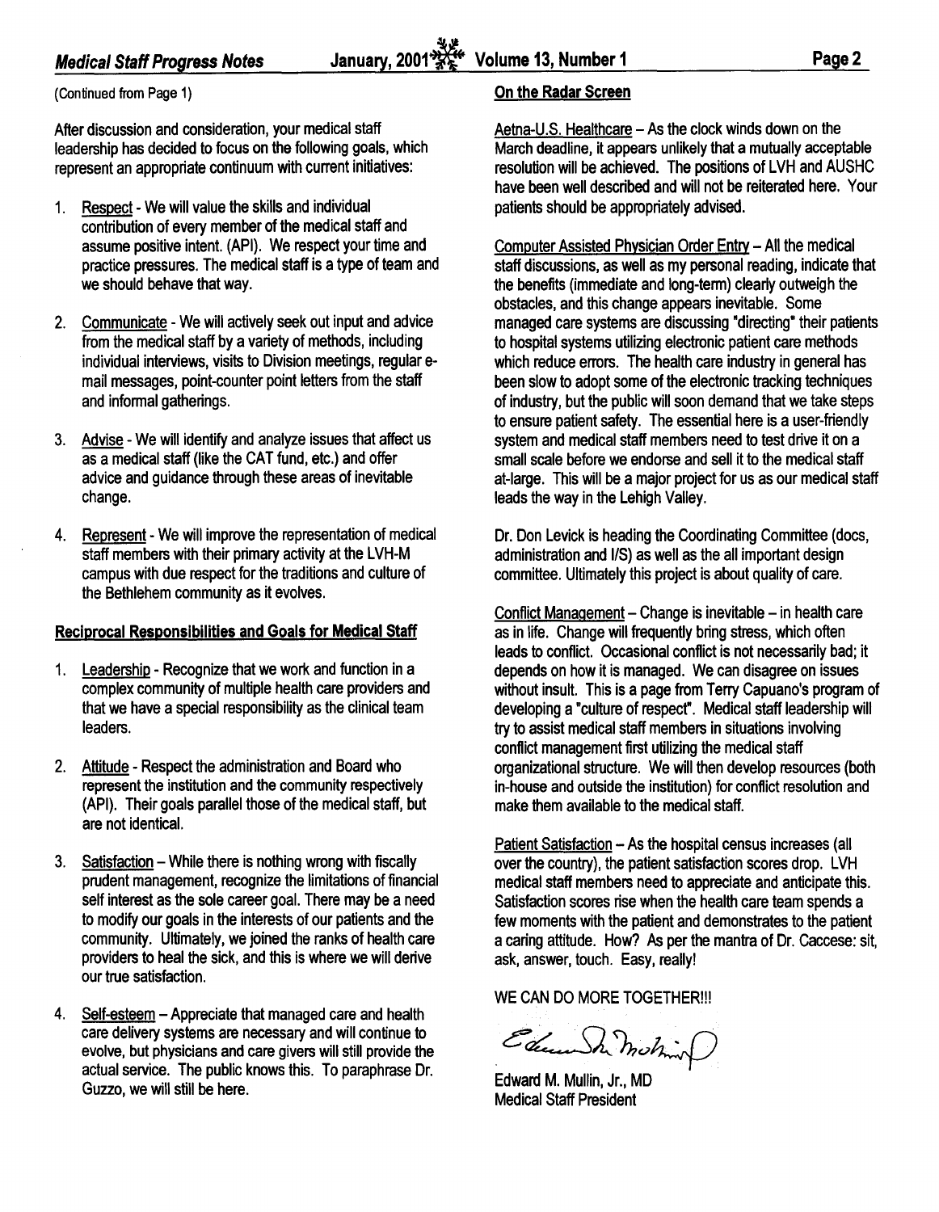(Continued from Page 1)

After discussion and consideration, your medical staff leadership has decided to focus on the following goals, which represent an appropriate continuum with current initiatives:

1. Respect - We will value the skills and individual contribution of every member of the medical staff and assume positive intent. (API). We respect your time and practice pressures. The medical staff is a type of team and we should behave that way.

2. Communicate - We will actively seek out input and advice from the medical staff by a variety of methods, including individual interviews, visits to Division meetings, regular e-mail messages, point-counter point letters from the staff and informal gatherings.

3. Advise - We will identify and analyze issues that affect us as a medical staff (like the CAT fund, etc.) and offer advice and guidance through these areas of inevitable change.

4. Represent - We will improve the representation of medical staff members with their primary activity at the LVH-M campus with due respect for the traditions and culture of the Bethlehem community as it evolves.

**Reciprocal Responsibilities and Goals for Medical Staff**

1. Leadership - Recognize that we work and function in a complex community of multiple health care providers and that we have a special responsibility as the clinical team leaders.

2. Attitude - Respect the administration and Board who represent the institution and the community respectively (API). Their goals parallel those of the medical staff, but are not identical.

3. Satisfaction – While there is nothing wrong with fiscally prudent management, recognize the limitations of financial self interest as the sole career goal. There may be a need to modify our goals in the interests of our patients and the community. Ultimately, we joined the ranks of health care providers to heal the sick, and this is where we will derive our true satisfaction.

4. Self-esteem – Appreciate that managed care and health care delivery systems are necessary and will continue to evolve, but physicians and care givers will still provide the actual service. The public knows this. To paraphrase Dr. Guzzo, we will still be here.

**On the Radar Screen**

Aetna-U.S. Healthcare – As the clock winds down on the March deadline, it appears unlikely that a mutually acceptable resolution will be achieved. The positions of LVH and AUSHC have been well described and will not be reiterated here. Your patients should be appropriately advised.

Computer Assisted Physician Order Entry – All the medical staff discussions, as well as my personal reading, indicate that the benefits (immediate and long-term) clearly outweigh the obstacles, and this change appears inevitable. Some managed care systems are discussing "directing" their patients to hospital systems utilizing electronic patient care methods which reduce errors. The health care industry in general has been slow to adopt some of the electronic tracking techniques of industry, but the public will soon demand that we take steps to ensure patient safety. The essential here is a user-friendly system and medical staff members need to test drive it on a small scale before we endorse and sell it to the medical staff at-large. This will be a major project for us as our medical staff leads the way in the Lehigh Valley.

Dr. Don Levick is heading the Coordinating Committee (docs, administration and I/S) as well as the all important design committee. Ultimately this project is about quality of care.

Conflict Management – Change is inevitable – in health care as in life. Change will frequently bring stress, which often leads to conflict. Occasional conflict is not necessarily bad; it depends on how it is managed. We can disagree on issues without insult. This is a page from Terry Capuano's program of developing a "culture of respect". Medical staff leadership will try to assist medical staff members in situations involving conflict management first utilizing the medical staff organizational structure. We will then develop resources (both in-house and outside the institution) for conflict resolution and make them available to the medical staff.

Patient Satisfaction – As the hospital census increases (all over the country), the patient satisfaction scores drop. LVH medical staff members need to appreciate and anticipate this. Satisfaction scores rise when the health care team spends a few moments with the patient and demonstrates to the patient a caring attitude. How? As per the mantra of Dr. Caccese: sit, ask, answer, touch. Easy, really!

WE CAN DO MORE TOGETHER!!!

Edward M. Mullin, Jr., MD
Medical Staff President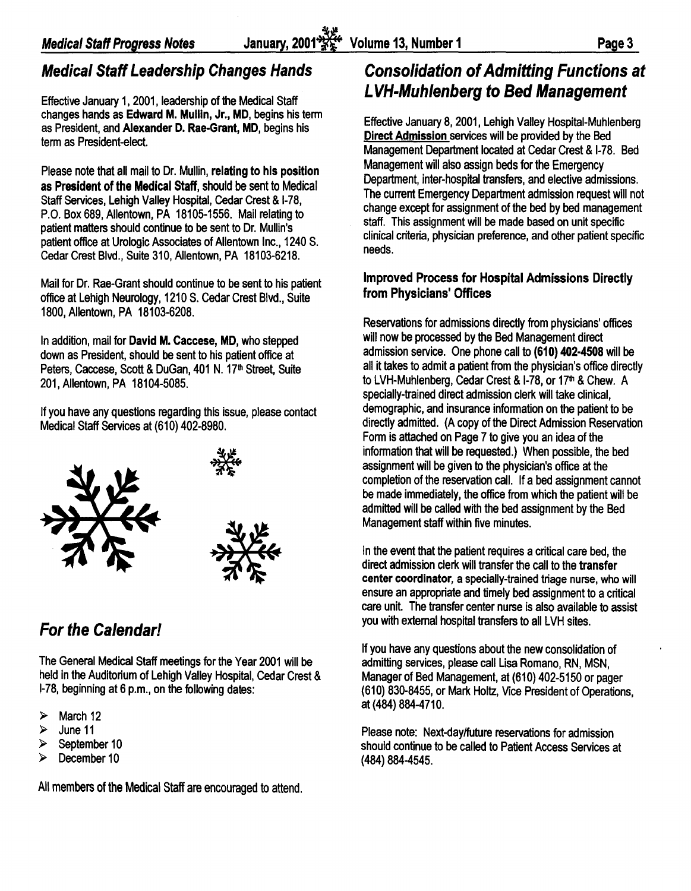## *Medical Staff Leadership Changes Hands*

Effective January 1, 2001, leadership of the Medical Staff changes hands as **Edward M. Mullin, Jr., MD**, begins his term as President, and **Alexander D. Rae-Grant, MD**, begins his term as President-elect.

Please note that all mail to Dr. Mullin, **relating to his position as President of the Medical Staff**, should be sent to Medical Staff Services, Lehigh Valley Hospital, Cedar Crest & I-78, P.O. Box 689, Allentown, PA 18105-1556. Mail relating to patient matters should continue to be sent to Dr. Mullin's patient office at Urologic Associates of Allentown Inc., 1240 S. Cedar Crest Blvd., Suite 310, Allentown, PA 18103-6218.

Mail for Dr. Rae-Grant should continue to be sent to his patient office at Lehigh Neurology, 1210 S. Cedar Crest Blvd., Suite 1800, Allentown, PA 18103-6208.

In addition, mail for **David M. Caccese, MD,** who stepped down as President, should be sent to his patient office at Peters, Caccese, Scott & DuGan, 401 N. 17th Street, Suite 201, Allentown, PA 18104-5085.

If you have any questions regarding this issue, please contact Medical Staff Services at (610) 402-8980.

## *For the Calendar!*

The General Medical Staff meetings for the Year 2001 will be held in the Auditorium of Lehigh Valley Hospital, Cedar Crest & I-78, beginning at 6 p.m., on the following dates:

- March 12
- June 11
- September 10
- December 10

All members of the Medical Staff are encouraged to attend.

## *Consolidation of Admitting Functions at LVH-Muhlenberg to Bed Management*

Effective January 8, 2001, Lehigh Valley Hospital-Muhlenberg **Direct Admission** services will be provided by the Bed Management Department located at Cedar Crest & I-78. Bed Management will also assign beds for the Emergency Department, inter-hospital transfers, and elective admissions. The current Emergency Department admission request will not change except for assignment of the bed by bed management staff. This assignment will be made based on unit specific clinical criteria, physician preference, and other patient specific needs.

### Improved Process for Hospital Admissions Directly from Physicians' Offices

Reservations for admissions directly from physicians' offices will now be processed by the Bed Management direct admission service. One phone call to **(610) 402-4508** will be all it takes to admit a patient from the physician's office directly to LVH-Muhlenberg, Cedar Crest & I-78, or 17th & Chew. A specially-trained direct admission clerk will take clinical, demographic, and insurance information on the patient to be directly admitted. (A copy of the Direct Admission Reservation Form is attached on Page 7 to give you an idea of the information that will be requested.) When possible, the bed assignment will be given to the physician's office at the completion of the reservation call. If a bed assignment cannot be made immediately, the office from which the patient will be admitted will be called with the bed assignment by the Bed Management staff within five minutes.

In the event that the patient requires a critical care bed, the direct admission clerk will transfer the call to the **transfer center coordinator**, a specially-trained triage nurse, who will ensure an appropriate and timely bed assignment to a critical care unit. The transfer center nurse is also available to assist you with external hospital transfers to all LVH sites.

If you have any questions about the new consolidation of admitting services, please call Lisa Romano, RN, MSN, Manager of Bed Management, at (610) 402-5150 or pager (610) 830-8455, or Mark Holtz, Vice President of Operations, at (484) 884-4710.

Please note: Next-day/future reservations for admission should continue to be called to Patient Access Services at (484) 884-4545.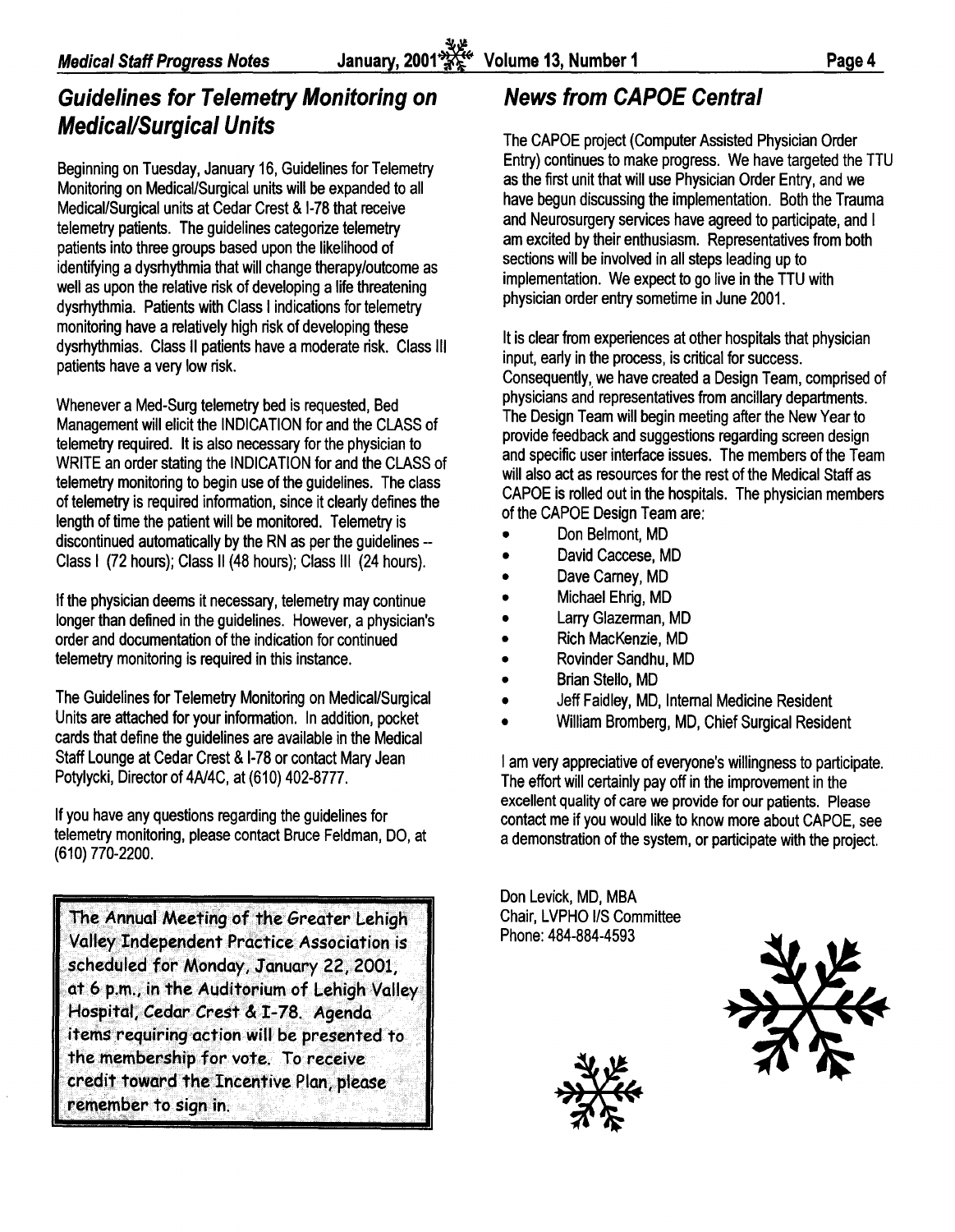## Guidelines for Telemetry Monitoring on Medical/Surgical Units

Beginning on Tuesday, January 16, Guidelines for Telemetry Monitoring on Medical/Surgical units will be expanded to all Medical/Surgical units at Cedar Crest & I-78 that receive telemetry patients. The guidelines categorize telemetry patients into three groups based upon the likelihood of identifying a dysrhythmia that will change therapy/outcome as well as upon the relative risk of developing a life threatening dysrhythmia. Patients with Class I indications for telemetry monitoring have a relatively high risk of developing these dysrhythmias. Class II patients have a moderate risk. Class III patients have a very low risk.

Whenever a Med-Surg telemetry bed is requested, Bed Management will elicit the INDICATION for and the CLASS of telemetry required. It is also necessary for the physician to WRITE an order stating the INDICATION for and the CLASS of telemetry monitoring to begin use of the guidelines. The class of telemetry is required information, since it clearly defines the length of time the patient will be monitored. Telemetry is discontinued automatically by the RN as per the guidelines -- Class I (72 hours); Class II (48 hours); Class III (24 hours).

If the physician deems it necessary, telemetry may continue longer than defined in the guidelines. However, a physician's order and documentation of the indication for continued telemetry monitoring is required in this instance.

The Guidelines for Telemetry Monitoring on Medical/Surgical Units are attached for your information. In addition, pocket cards that define the guidelines are available in the Medical Staff Lounge at Cedar Crest & I-78 or contact Mary Jean Potylycki, Director of 4A/4C, at (610) 402-8777.

If you have any questions regarding the guidelines for telemetry monitoring, please contact Bruce Feldman, DO, at (610) 770-2200.

The Annual Meeting of the Greater Lehigh Valley Independent Practice Association is scheduled for Monday, January 22, 2001, at 6 p.m., in the Auditorium of Lehigh Valley Hospital, Cedar Crest & I-78. Agenda items requiring action will be presented to the membership for vote. To receive credit toward the Incentive Plan, please remember to sign in.

## News from CAPOE Central

The CAPOE project (Computer Assisted Physician Order Entry) continues to make progress. We have targeted the TTU as the first unit that will use Physician Order Entry, and we have begun discussing the implementation. Both the Trauma and Neurosurgery services have agreed to participate, and I am excited by their enthusiasm. Representatives from both sections will be involved in all steps leading up to implementation. We expect to go live in the TTU with physician order entry sometime in June 2001.

It is clear from experiences at other hospitals that physician input, early in the process, is critical for success. Consequently, we have created a Design Team, comprised of physicians and representatives from ancillary departments. The Design Team will begin meeting after the New Year to provide feedback and suggestions regarding screen design and specific user interface issues. The members of the Team will also act as resources for the rest of the Medical Staff as CAPOE is rolled out in the hospitals. The physician members of the CAPOE Design Team are:

- Don Belmont, MD
- David Caccese, MD
- Dave Carney, MD
- Michael Ehrig, MD
- Larry Glazerman, MD
- Rich MacKenzie, MD
- Rovinder Sandhu, MD
- Brian Stello, MD
- Jeff Faidley, MD, Internal Medicine Resident
- William Bromberg, MD, Chief Surgical Resident

I am very appreciative of everyone's willingness to participate. The effort will certainly pay off in the improvement in the excellent quality of care we provide for our patients. Please contact me if you would like to know more about CAPOE, see a demonstration of the system, or participate with the project.

Don Levick, MD, MBA
Chair, LVPHO I/S Committee
Phone: 484-884-4593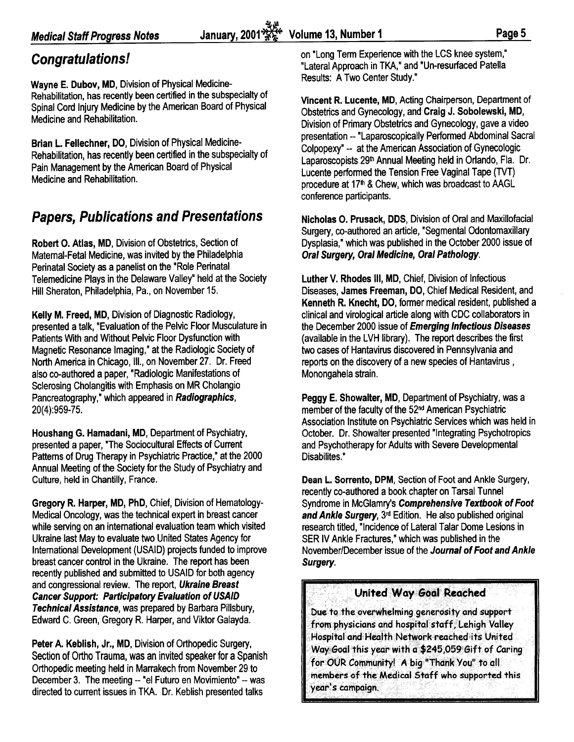## Congratulations!

**Wayne E. Dubov, MD**, Division of Physical Medicine-Rehabilitation, has recently been certified in the subspecialty of Spinal Cord Injury Medicine by the American Board of Physical Medicine and Rehabilitation.

**Brian L. Fellechner, DO**, Division of Physical Medicine-Rehabilitation, has recently been certified in the subspecialty of Pain Management by the American Board of Physical Medicine and Rehabilitation.

## Papers, Publications and Presentations

**Robert O. Atlas, MD**, Division of Obstetrics, Section of Maternal-Fetal Medicine, was invited by the Philadelphia Perinatal Society as a panelist on the "Role Perinatal Telemedicine Plays in the Delaware Valley" held at the Society Hill Sheraton, Philadelphia, Pa., on November 15.

**Kelly M. Freed, MD**, Division of Diagnostic Radiology, presented a talk, "Evaluation of the Pelvic Floor Musculature in Patients With and Without Pelvic Floor Dysfunction with Magnetic Resonance Imaging," at the Radiologic Society of North America in Chicago, Ill., on November 27. Dr. Freed also co-authored a paper, "Radiologic Manifestations of Sclerosing Cholangitis with Emphasis on MR Cholangio Pancreatography," which appeared in ***Radiographics***, 20(4):959-75.

**Houshang G. Hamadani, MD**, Department of Psychiatry, presented a paper, "The Sociocultural Effects of Current Patterns of Drug Therapy in Psychiatric Practice," at the 2000 Annual Meeting of the Society for the Study of Psychiatry and Culture, held in Chantilly, France.

**Gregory R. Harper, MD, PhD**, Chief, Division of Hematology-Medical Oncology, was the technical expert in breast cancer while serving on an international evaluation team which visited Ukraine last May to evaluate two United States Agency for International Development (USAID) projects funded to improve breast cancer control in the Ukraine. The report has been recently published and submitted to USAID for both agency and congressional review. The report, ***Ukraine Breast Cancer Support: Participatory Evaluation of USAID Technical Assistance***, was prepared by Barbara Pillsbury, Edward C. Green, Gregory R. Harper, and Viktor Galayda.

**Peter A. Keblish, Jr., MD**, Division of Orthopedic Surgery, Section of Ortho Trauma, was an invited speaker for a Spanish Orthopedic meeting held in Marrakech from November 29 to December 3. The meeting -- "el Futuro en Movimiento" -- was directed to current issues in TKA. Dr. Keblish presented talks on "Long Term Experience with the LCS knee system," "Lateral Approach in TKA," and "Un-resurfaced Patella Results: A Two Center Study."

**Vincent R. Lucente, MD**, Acting Chairperson, Department of Obstetrics and Gynecology, and **Craig J. Sobolewski, MD**, Division of Primary Obstetrics and Gynecology, gave a video presentation -- "Laparoscopically Performed Abdominal Sacral Colpopexy" -- at the American Association of Gynecologic Laparoscopists 29th Annual Meeting held in Orlando, Fla. Dr. Lucente performed the Tension Free Vaginal Tape (TVT) procedure at 17th & Chew, which was broadcast to AAGL conference participants.

**Nicholas O. Prusack, DDS**, Division of Oral and Maxillofacial Surgery, co-authored an article, "Segmental Odontomaxillary Dysplasia," which was published in the October 2000 issue of ***Oral Surgery, Oral Medicine, Oral Pathology***.

**Luther V. Rhodes III, MD**, Chief, Division of Infectious Diseases, **James Freeman, DO**, Chief Medical Resident, and **Kenneth R. Knecht, DO**, former medical resident, published a clinical and virological article along with CDC collaborators in the December 2000 issue of ***Emerging Infectious Diseases*** (available in the LVH library). The report describes the first two cases of Hantavirus discovered in Pennsylvania and reports on the discovery of a new species of Hantavirus , Monongahela strain.

**Peggy E. Showalter, MD**, Department of Psychiatry, was a member of the faculty of the 52nd American Psychiatric Association Institute on Psychiatric Services which was held in October. Dr. Showalter presented "Integrating Psychotropics and Psychotherapy for Adults with Severe Developmental Disabilites."

**Dean L. Sorrento, DPM**, Section of Foot and Ankle Surgery, recently co-authored a book chapter on Tarsal Tunnel Syndrome in McGlamry's ***Comprehensive Textbook of Foot and Ankle Surgery***, 3rd Edition. He also published original research titled, "Incidence of Lateral Talar Dome Lesions in SER IV Ankle Fractures," which was published in the November/December issue of the ***Journal of Foot and Ankle Surgery***.

### United Way Goal Reached

Due to the overwhelming generosity and support from physicians and hospital staff, Lehigh Valley Hospital and Health Network reached its United Way Goal this year with a $245,059 Gift of Caring for OUR Community! A big "Thank You" to all members of the Medical Staff who supported this year's campaign.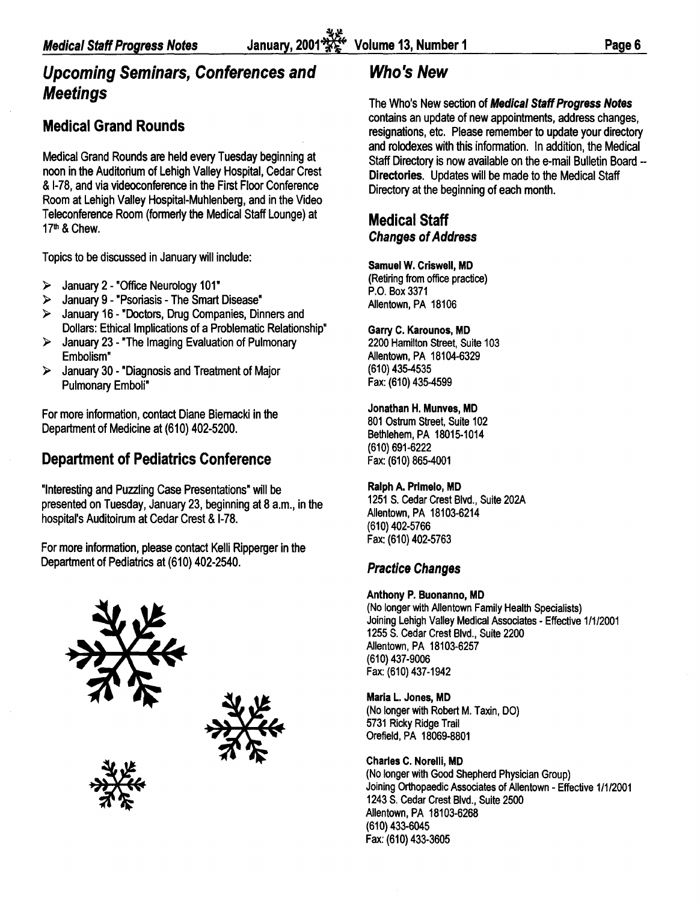## *Upcoming Seminars, Conferences and Meetings*

### Medical Grand Rounds

Medical Grand Rounds are held every Tuesday beginning at noon in the Auditorium of Lehigh Valley Hospital, Cedar Crest & I-78, and via videoconference in the First Floor Conference Room at Lehigh Valley Hospital-Muhlenberg, and in the Video Teleconference Room (formerly the Medical Staff Lounge) at 17th & Chew.

Topics to be discussed in January will include:

- January 2 - "Office Neurology 101"
- January 9 - "Psoriasis - The Smart Disease"
- January 16 - "Doctors, Drug Companies, Dinners and Dollars: Ethical Implications of a Problematic Relationship"
- January 23 - "The Imaging Evaluation of Pulmonary Embolism"
- January 30 - "Diagnosis and Treatment of Major Pulmonary Emboli"

For more information, contact Diane Biernacki in the Department of Medicine at (610) 402-5200.

### Department of Pediatrics Conference

"Interesting and Puzzling Case Presentations" will be presented on Tuesday, January 23, beginning at 8 a.m., in the hospital's Auditoirum at Cedar Crest & I-78.

For more information, please contact Kelli Ripperger in the Department of Pediatrics at (610) 402-2540.

## *Who's New*

The Who's New section of ***Medical Staff Progress Notes*** contains an update of new appointments, address changes, resignations, etc. Please remember to update your directory and rolodexes with this information. In addition, the Medical Staff Directory is now available on the e-mail Bulletin Board -- **Directories**. Updates will be made to the Medical Staff Directory at the beginning of each month.

### Medical Staff

#### *Changes of Address*

**Samuel W. Criswell, MD**
(Retiring from office practice)
P.O. Box 3371
Allentown, PA 18106

**Garry C. Karounos, MD**
2200 Hamilton Street, Suite 103
Allentown, PA 18104-6329
(610) 435-4535
Fax: (610) 435-4599

**Jonathan H. Munves, MD**
801 Ostrum Street, Suite 102
Bethlehem, PA 18015-1014
(610) 691-6222
Fax: (610) 865-4001

**Ralph A. Primelo, MD**
1251 S. Cedar Crest Blvd., Suite 202A
Allentown, PA 18103-6214
(610) 402-5766
Fax: (610) 402-5763

#### *Practice Changes*

**Anthony P. Buonanno, MD**
(No longer with Allentown Family Health Specialists)
Joining Lehigh Valley Medical Associates - Effective 1/1/2001
1255 S. Cedar Crest Blvd., Suite 2200
Allentown, PA 18103-6257
(610) 437-9006
Fax: (610) 437-1942

**Maria L. Jones, MD**
(No longer with Robert M. Taxin, DO)
5731 Ricky Ridge Trail
Orefield, PA 18069-8801

**Charles C. Norelli, MD**
(No longer with Good Shepherd Physician Group)
Joining Orthopaedic Associates of Allentown - Effective 1/1/2001
1243 S. Cedar Crest Blvd., Suite 2500
Allentown, PA 18103-6268
(610) 433-6045
Fax: (610) 433-3605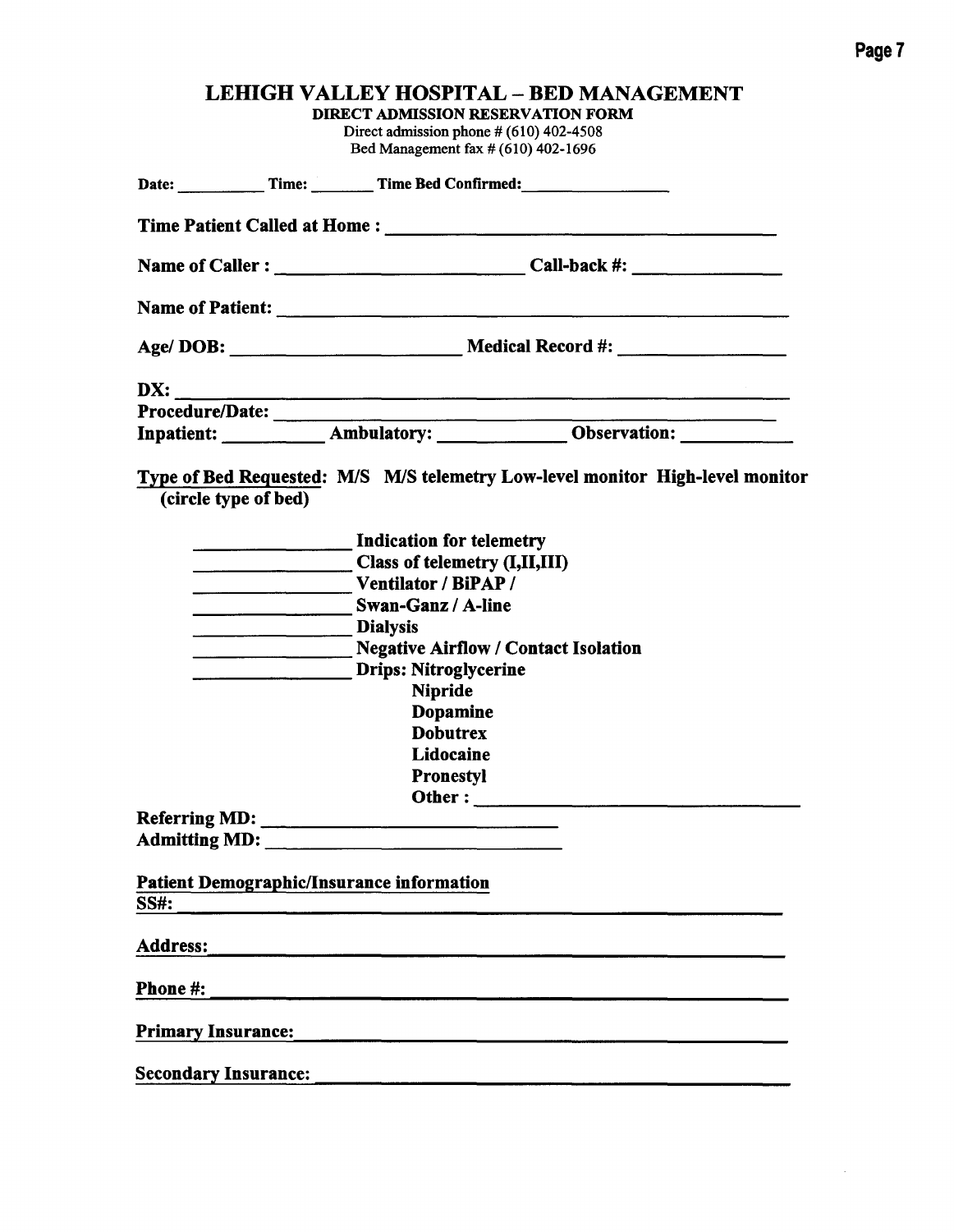# LEHIGH VALLEY HOSPITAL – BED MANAGEMENT

**DIRECT ADMISSION RESERVATION FORM**

Direct admission phone # (610) 402-4508

Bed Management fax # (610) 402-1696

**Date:** __________ **Time:** ________ **Time Bed Confirmed:** ________________

**Time Patient Called at Home :** ________________________________________

**Name of Caller :** ________________________ **Call-back #:** _______________

**Name of Patient:** ____________________________________________________

**Age/ DOB:** _______________________ **Medical Record #:** ________________

**DX:** _______________________________________________________________

**Procedure/Date:** ____________________________________________________

**Inpatient:** __________ **Ambulatory:** _____________ **Observation:** ___________

**Type of Bed Requested:** M/S M/S telemetry Low-level monitor High-level monitor
(circle type of bed)

- ________________ **Indication for telemetry**
- ________________ **Class of telemetry (I,II,III)**
- ________________ **Ventilator / BiPAP /**
- ________________ **Swan-Ganz / A-line**
- ________________ **Dialysis**
- ________________ **Negative Airflow / Contact Isolation**
- ________________ **Drips: Nitroglycerine**
  - **Nipride**
  - **Dopamine**
  - **Dobutrex**
  - **Lidocaine**
  - **Pronestyl**
  - **Other :** ______________________________

**Referring MD:** ____________________________

**Admitting MD:** ____________________________

**Patient Demographic/Insurance information**

**SS#:** _____________________________________________________________

**Address:** __________________________________________________________

**Phone #:** __________________________________________________________

**Primary Insurance:** __________________________________________________

**Secondary Insurance:** ________________________________________________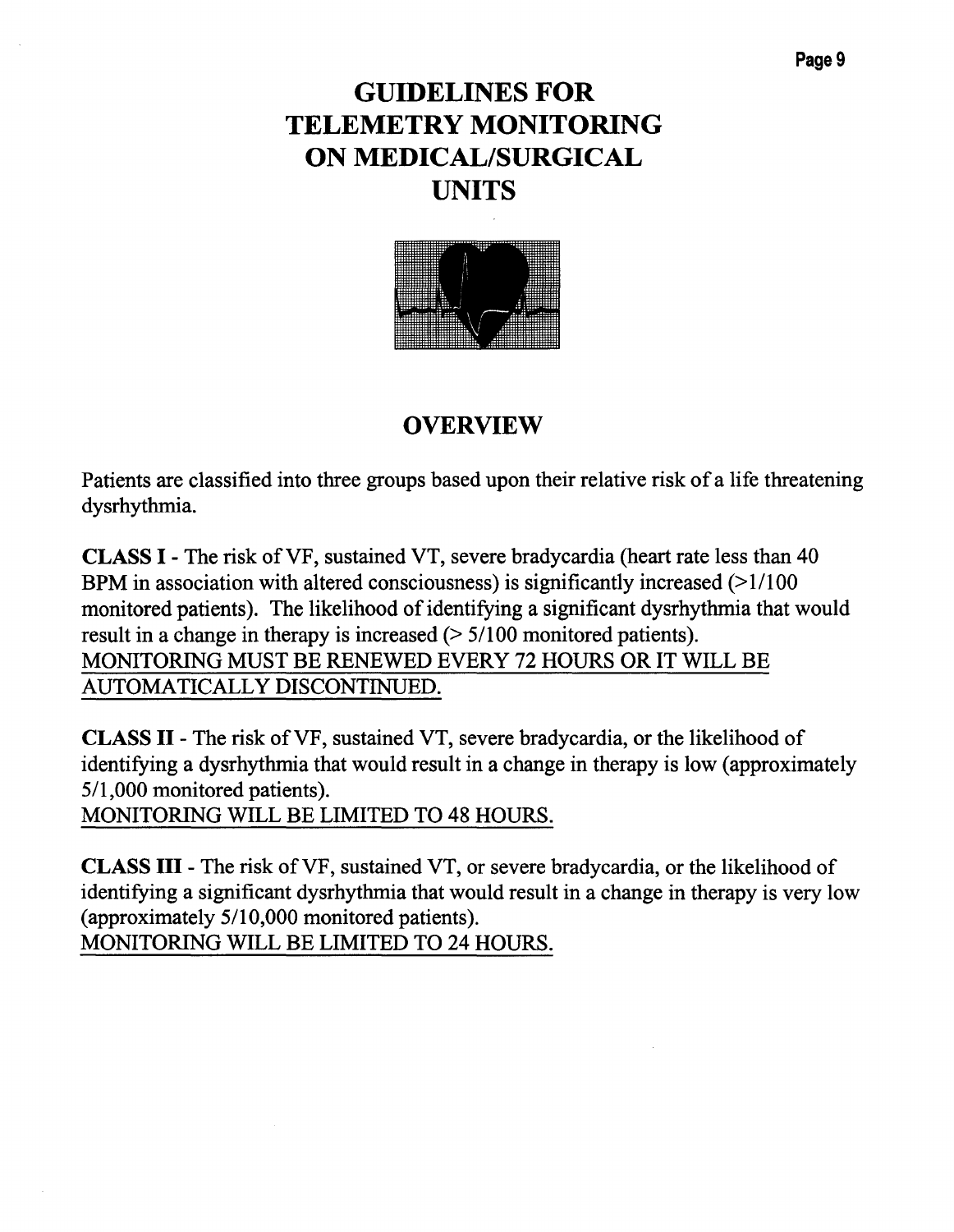# GUIDELINES FOR TELEMETRY MONITORING ON MEDICAL/SURGICAL UNITS

## OVERVIEW

Patients are classified into three groups based upon their relative risk of a life threatening dysrhythmia.

**CLASS I** - The risk of VF, sustained VT, severe bradycardia (heart rate less than 40 BPM in association with altered consciousness) is significantly increased (>1/100 monitored patients). The likelihood of identifying a significant dysrhythmia that would result in a change in therapy is increased (> 5/100 monitored patients).
<u>MONITORING MUST BE RENEWED EVERY 72 HOURS OR IT WILL BE AUTOMATICALLY DISCONTINUED.</u>

**CLASS II** - The risk of VF, sustained VT, severe bradycardia, or the likelihood of identifying a dysrhythmia that would result in a change in therapy is low (approximately 5/1,000 monitored patients).
<u>MONITORING WILL BE LIMITED TO 48 HOURS.</u>

**CLASS III** - The risk of VF, sustained VT, or severe bradycardia, or the likelihood of identifying a significant dysrhythmia that would result in a change in therapy is very low (approximately 5/10,000 monitored patients).
<u>MONITORING WILL BE LIMITED TO 24 HOURS.</u>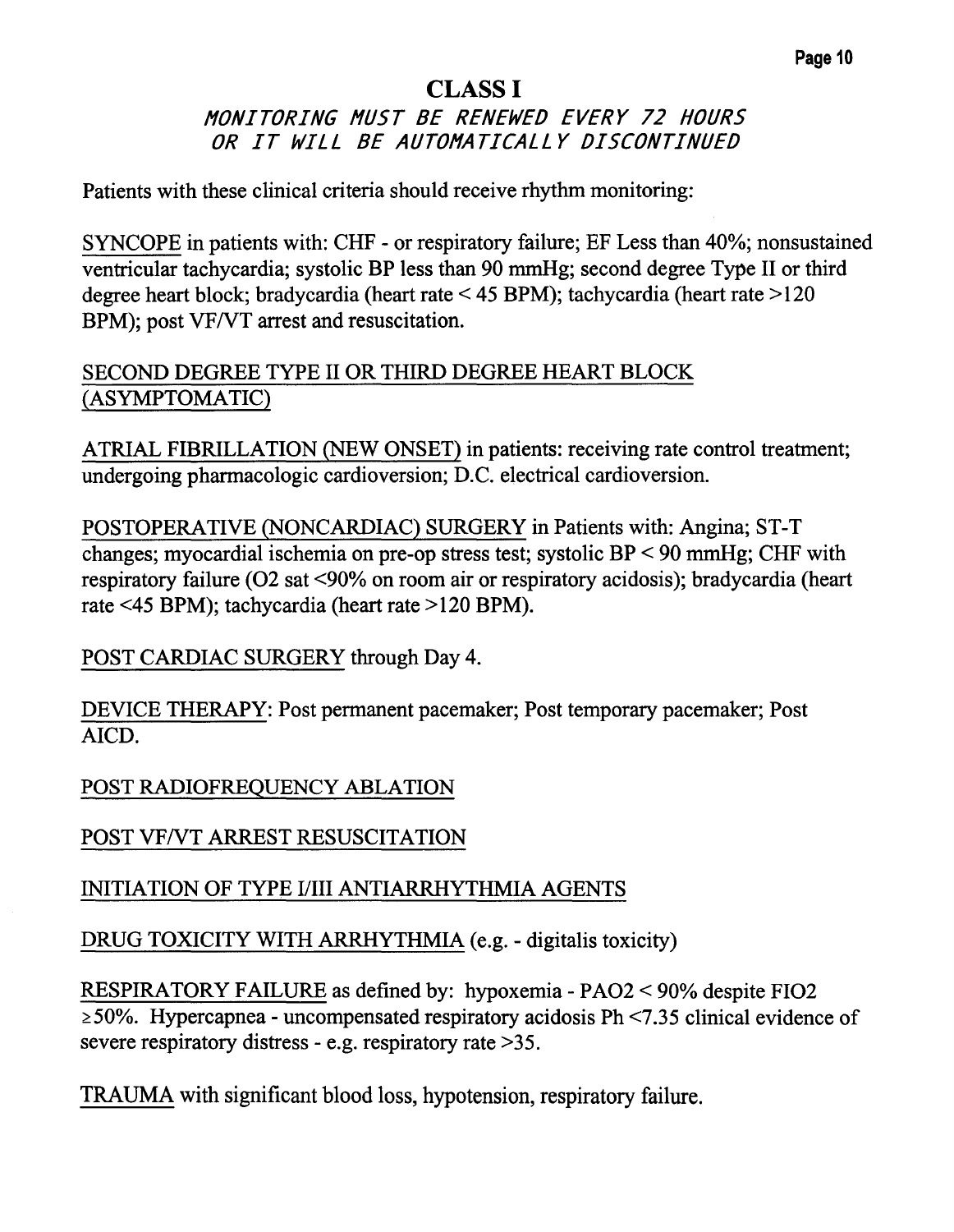# CLASS I

*MONITORING MUST BE RENEWED EVERY 72 HOURS OR IT WILL BE AUTOMATICALLY DISCONTINUED*

Patients with these clinical criteria should receive rhythm monitoring:

<u>SYNCOPE</u> in patients with: CHF - or respiratory failure; EF Less than 40%; nonsustained ventricular tachycardia; systolic BP less than 90 mmHg; second degree Type II or third degree heart block; bradycardia (heart rate < 45 BPM); tachycardia (heart rate >120 BPM); post VF/VT arrest and resuscitation.

<u>SECOND DEGREE TYPE II OR THIRD DEGREE HEART BLOCK (ASYMPTOMATIC)</u>

<u>ATRIAL FIBRILLATION (NEW ONSET)</u> in patients: receiving rate control treatment; undergoing pharmacologic cardioversion; D.C. electrical cardioversion.

<u>POSTOPERATIVE (NONCARDIAC) SURGERY</u> in Patients with: Angina; ST-T changes; myocardial ischemia on pre-op stress test; systolic BP < 90 mmHg; CHF with respiratory failure (O2 sat <90% on room air or respiratory acidosis); bradycardia (heart rate <45 BPM); tachycardia (heart rate >120 BPM).

<u>POST CARDIAC SURGERY</u> through Day 4.

<u>DEVICE THERAPY</u>: Post permanent pacemaker; Post temporary pacemaker; Post AICD.

<u>POST RADIOFREQUENCY ABLATION</u>

<u>POST VF/VT ARREST RESUSCITATION</u>

<u>INITIATION OF TYPE I/III ANTIARRHYTHMIA AGENTS</u>

<u>DRUG TOXICITY WITH ARRHYTHMIA</u> (e.g. - digitalis toxicity)

<u>RESPIRATORY FAILURE</u> as defined by: hypoxemia - PAO2 < 90% despite FIO2 ≥50%. Hypercapnea - uncompensated respiratory acidosis Ph <7.35 clinical evidence of severe respiratory distress - e.g. respiratory rate >35.

<u>TRAUMA</u> with significant blood loss, hypotension, respiratory failure.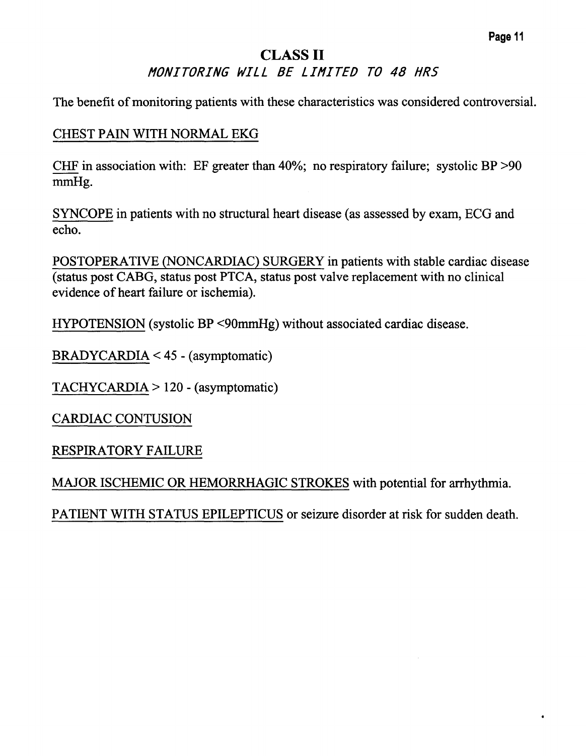## CLASS II

### *MONITORING WILL BE LIMITED TO 48 HRS*

The benefit of monitoring patients with these characteristics was considered controversial.

CHEST PAIN WITH NORMAL EKG

CHF in association with: EF greater than 40%; no respiratory failure; systolic BP >90 mmHg.

SYNCOPE in patients with no structural heart disease (as assessed by exam, ECG and echo.

POSTOPERATIVE (NONCARDIAC) SURGERY in patients with stable cardiac disease (status post CABG, status post PTCA, status post valve replacement with no clinical evidence of heart failure or ischemia).

HYPOTENSION (systolic BP <90mmHg) without associated cardiac disease.

BRADYCARDIA < 45 - (asymptomatic)

TACHYCARDIA > 120 - (asymptomatic)

CARDIAC CONTUSION

RESPIRATORY FAILURE

MAJOR ISCHEMIC OR HEMORRHAGIC STROKES with potential for arrhythmia.

PATIENT WITH STATUS EPILEPTICUS or seizure disorder at risk for sudden death.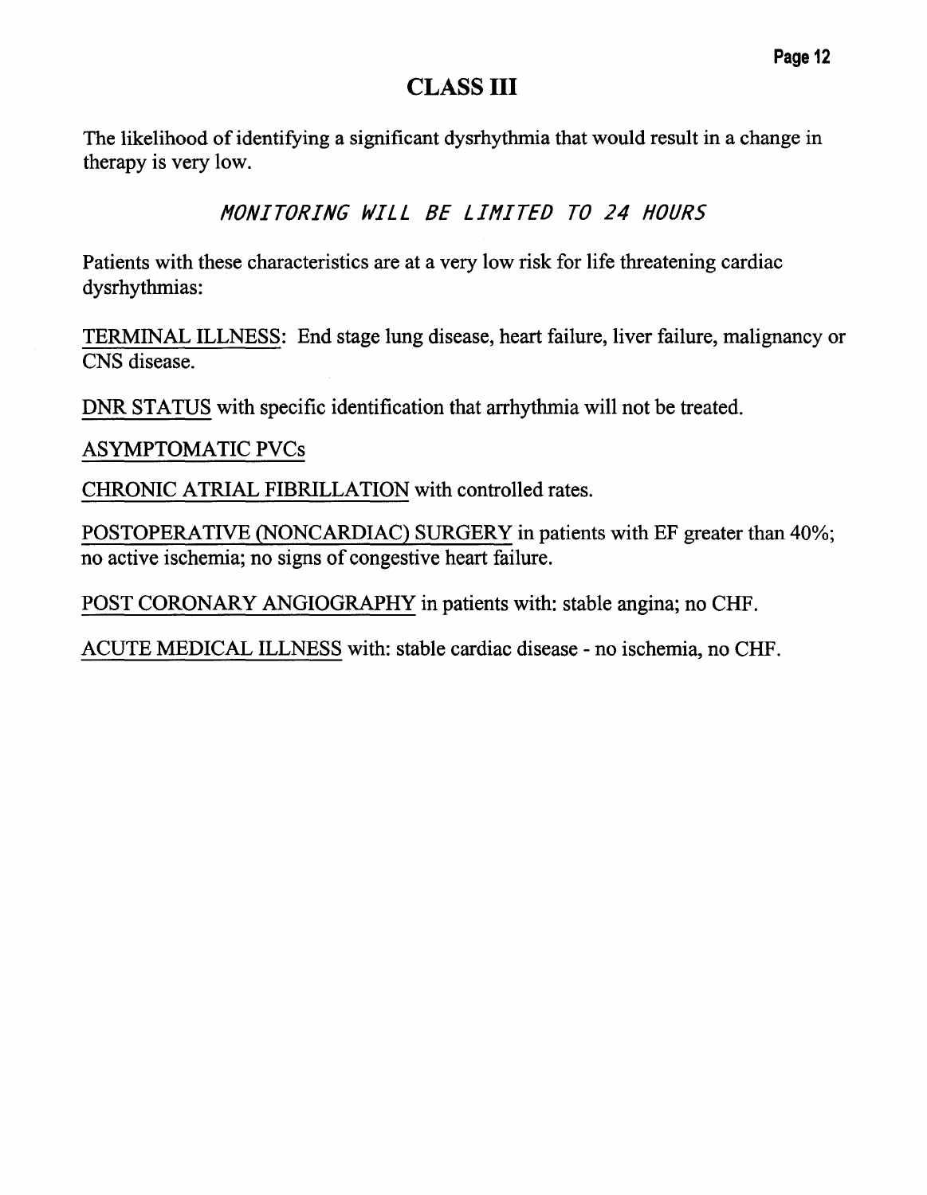# CLASS III

The likelihood of identifying a significant dysrhythmia that would result in a change in therapy is very low.

*MONITORING WILL BE LIMITED TO 24 HOURS*

Patients with these characteristics are at a very low risk for life threatening cardiac dysrhythmias:

<u>TERMINAL ILLNESS</u>: End stage lung disease, heart failure, liver failure, malignancy or CNS disease.

<u>DNR STATUS</u> with specific identification that arrhythmia will not be treated.

<u>ASYMPTOMATIC PVCs</u>

<u>CHRONIC ATRIAL FIBRILLATION</u> with controlled rates.

<u>POSTOPERATIVE (NONCARDIAC) SURGERY</u> in patients with EF greater than 40%; no active ischemia; no signs of congestive heart failure.

<u>POST CORONARY ANGIOGRAPHY</u> in patients with: stable angina; no CHF.

<u>ACUTE MEDICAL ILLNESS</u> with: stable cardiac disease - no ischemia, no CHF.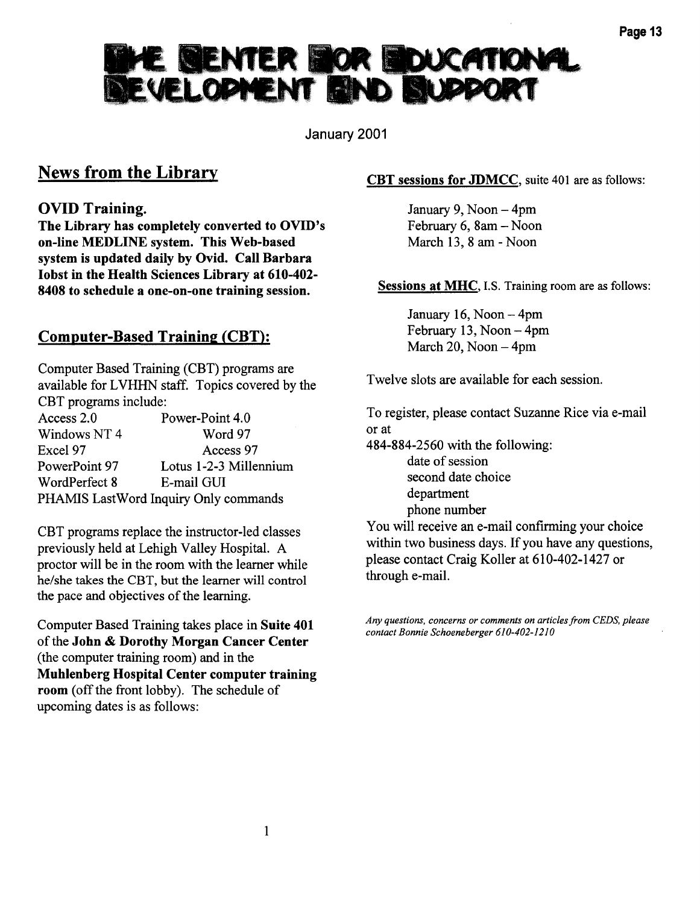# THE CENTER FOR EDUCATIONAL DEVELOPMENT AND SUPPORT

January 2001

## News from the Library

### OVID Training.

**The Library has completely converted to OVID's on-line MEDLINE system. This Web-based system is updated daily by Ovid. Call Barbara Iobst in the Health Sciences Library at 610-402-8408 to schedule a one-on-one training session.**

## Computer-Based Training (CBT):

Computer Based Training (CBT) programs are available for LVHHN staff. Topics covered by the CBT programs include:

| | |
|---|---|
| Access 2.0 | Power-Point 4.0 |
| Windows NT 4 | Word 97 |
| Excel 97 | Access 97 |
| PowerPoint 97 | Lotus 1-2-3 Millennium |
| WordPerfect 8 | E-mail GUI |

PHAMIS LastWord Inquiry Only commands

CBT programs replace the instructor-led classes previously held at Lehigh Valley Hospital. A proctor will be in the room with the learner while he/she takes the CBT, but the learner will control the pace and objectives of the learning.

Computer Based Training takes place in **Suite 401** of the **John & Dorothy Morgan Cancer Center** (the computer training room) and in the **Muhlenberg Hospital Center computer training room** (off the front lobby). The schedule of upcoming dates is as follows:

**CBT sessions for JDMCC**, suite 401 are as follows:

January 9, Noon – 4pm
February 6, 8am – Noon
March 13, 8 am - Noon

**Sessions at MHC**, I.S. Training room are as follows:

January 16, Noon – 4pm
February 13, Noon – 4pm
March 20, Noon – 4pm

Twelve slots are available for each session.

To register, please contact Suzanne Rice via e-mail or at 484-884-2560 with the following:

- date of session
- second date choice
- department
- phone number

You will receive an e-mail confirming your choice within two business days. If you have any questions, please contact Craig Koller at 610-402-1427 or through e-mail.

*Any questions, concerns or comments on articles from CEDS, please contact Bonnie Schoeneberger 610-402-1210*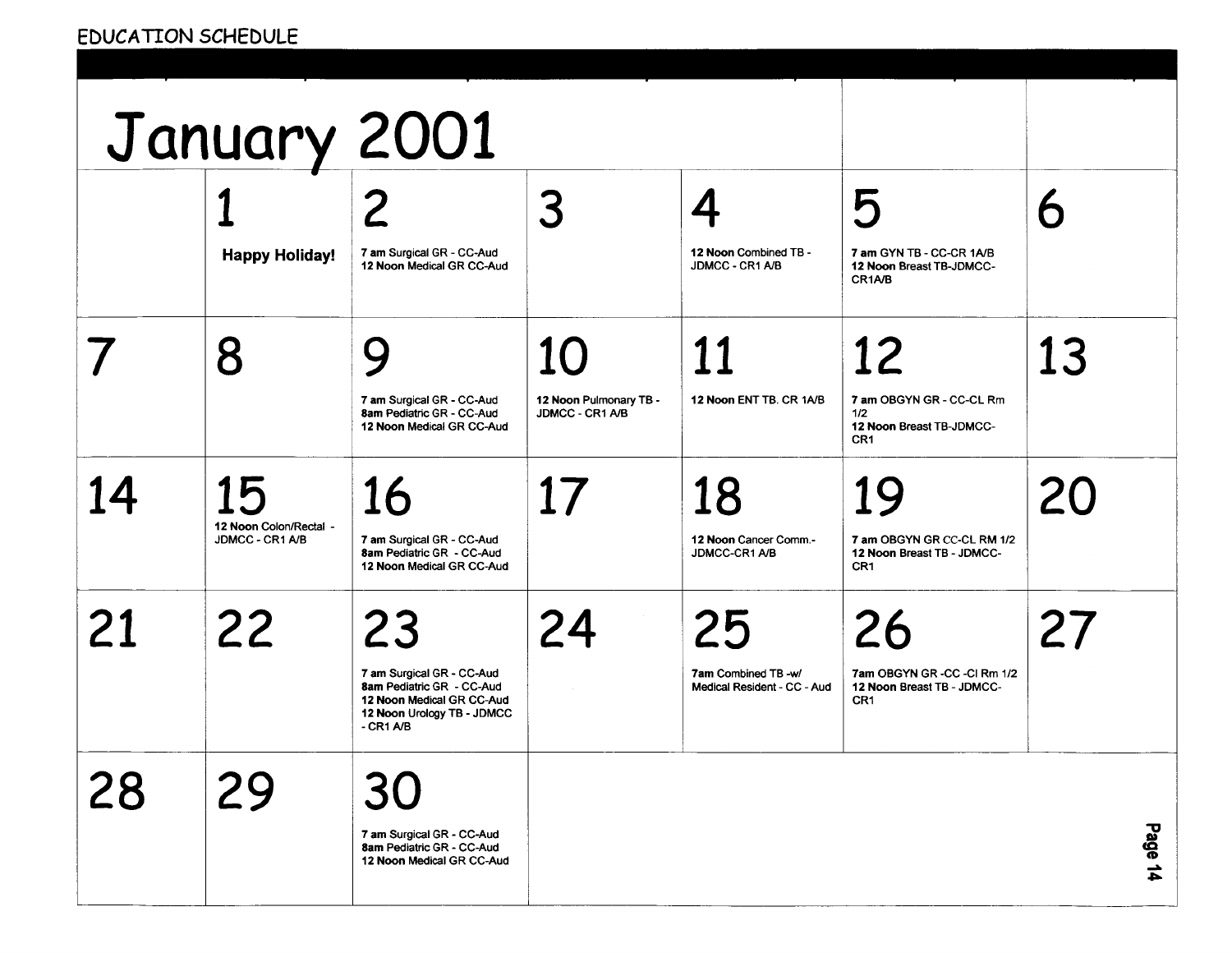EDUCATION SCHEDULE

# January 2001

| | | | | | | |
|---|---|---|---|---|---|---|
| | 1<br>**Happy Holiday!** | 2<br>**7 am** Surgical GR - CC-Aud<br>**12 Noon** Medical GR CC-Aud | 3 | 4<br>**12 Noon** Combined TB - JDMCC - CR1 A/B | 5<br>**7 am** GYN TB - CC-CR 1A/B<br>**12 Noon** Breast TB-JDMCC-CR1A/B | 6 |
| 7 | 8 | 9<br>**7 am** Surgical GR - CC-Aud<br>**8am** Pediatric GR - CC-Aud<br>**12 Noon** Medical GR CC-Aud | 10<br>**12 Noon** Pulmonary TB - JDMCC - CR1 A/B | 11<br>**12 Noon** ENT TB. CR 1A/B | 12<br>**7 am** OBGYN GR - CC-CL Rm 1/2<br>**12 Noon** Breast TB-JDMCC-CR1 | 13 |
| 14 | 15<br>**12 Noon** Colon/Rectal - JDMCC - CR1 A/B | 16<br>**7 am** Surgical GR - CC-Aud<br>**8am** Pediatric GR - CC-Aud<br>**12 Noon** Medical GR CC-Aud | 17 | 18<br>**12 Noon** Cancer Comm.-JDMCC-CR1 A/B | 19<br>**7 am** OBGYN GR CC-CL RM 1/2<br>**12 Noon** Breast TB - JDMCC-CR1 | 20 |
| 21 | 22 | 23<br>**7 am** Surgical GR - CC-Aud<br>**8am** Pediatric GR - CC-Aud<br>**12 Noon** Medical GR CC-Aud<br>**12 Noon** Urology TB - JDMCC - CR1 A/B | 24 | 25<br>**7am** Combined TB -w/ Medical Resident - CC - Aud | 26<br>**7am** OBGYN GR -CC -Cl Rm 1/2<br>**12 Noon** Breast TB - JDMCC-CR1 | 27 |
| 28 | 29 | 30<br>**7 am** Surgical GR - CC-Aud<br>**8am** Pediatric GR - CC-Aud<br>**12 Noon** Medical GR CC-Aud | | | | |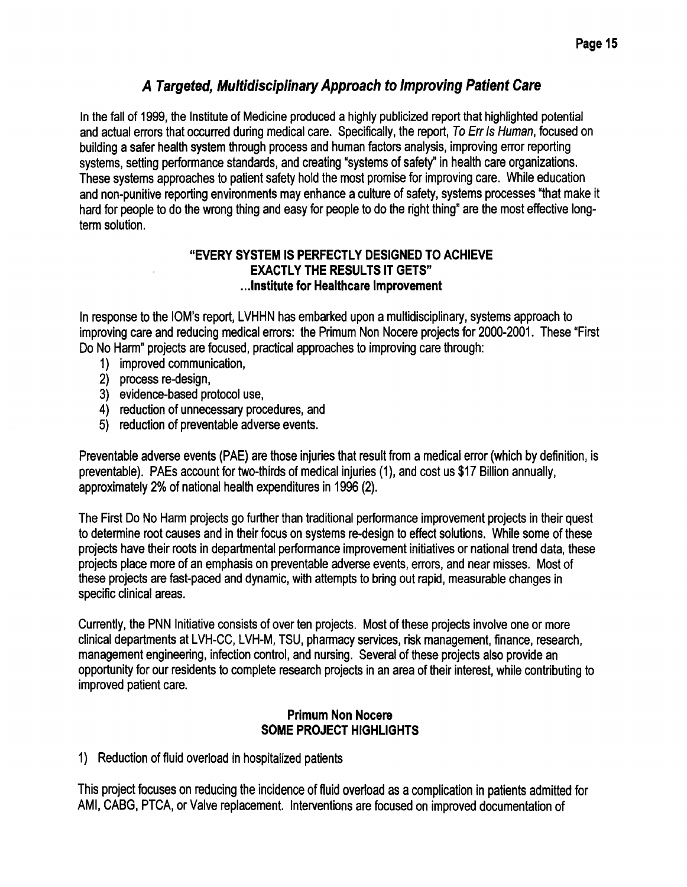## *A Targeted, Multidisciplinary Approach to Improving Patient Care*

In the fall of 1999, the Institute of Medicine produced a highly publicized report that highlighted potential and actual errors that occurred during medical care. Specifically, the report, *To Err Is Human*, focused on building a safer health system through process and human factors analysis, improving error reporting systems, setting performance standards, and creating "systems of safety" in health care organizations. These systems approaches to patient safety hold the most promise for improving care. While education and non-punitive reporting environments may enhance a culture of safety, systems processes "that make it hard for people to do the wrong thing and easy for people to do the right thing" are the most effective long-term solution.

**"EVERY SYSTEM IS PERFECTLY DESIGNED TO ACHIEVE EXACTLY THE RESULTS IT GETS"**
**...Institute for Healthcare Improvement**

In response to the IOM's report, LVHHN has embarked upon a multidisciplinary, systems approach to improving care and reducing medical errors: the Primum Non Nocere projects for 2000-2001. These "First Do No Harm" projects are focused, practical approaches to improving care through:

1) improved communication,
2) process re-design,
3) evidence-based protocol use,
4) reduction of unnecessary procedures, and
5) reduction of preventable adverse events.

Preventable adverse events (PAE) are those injuries that result from a medical error (which by definition, is preventable). PAEs account for two-thirds of medical injuries (1), and cost us $17 Billion annually, approximately 2% of national health expenditures in 1996 (2).

The First Do No Harm projects go further than traditional performance improvement projects in their quest to determine root causes and in their focus on systems re-design to effect solutions. While some of these projects have their roots in departmental performance improvement initiatives or national trend data, these projects place more of an emphasis on preventable adverse events, errors, and near misses. Most of these projects are fast-paced and dynamic, with attempts to bring out rapid, measurable changes in specific clinical areas.

Currently, the PNN Initiative consists of over ten projects. Most of these projects involve one or more clinical departments at LVH-CC, LVH-M, TSU, pharmacy services, risk management, finance, research, management engineering, infection control, and nursing. Several of these projects also provide an opportunity for our residents to complete research projects in an area of their interest, while contributing to improved patient care.

**Primum Non Nocere**
**SOME PROJECT HIGHLIGHTS**

1) Reduction of fluid overload in hospitalized patients

This project focuses on reducing the incidence of fluid overload as a complication in patients admitted for AMI, CABG, PTCA, or Valve replacement. Interventions are focused on improved documentation of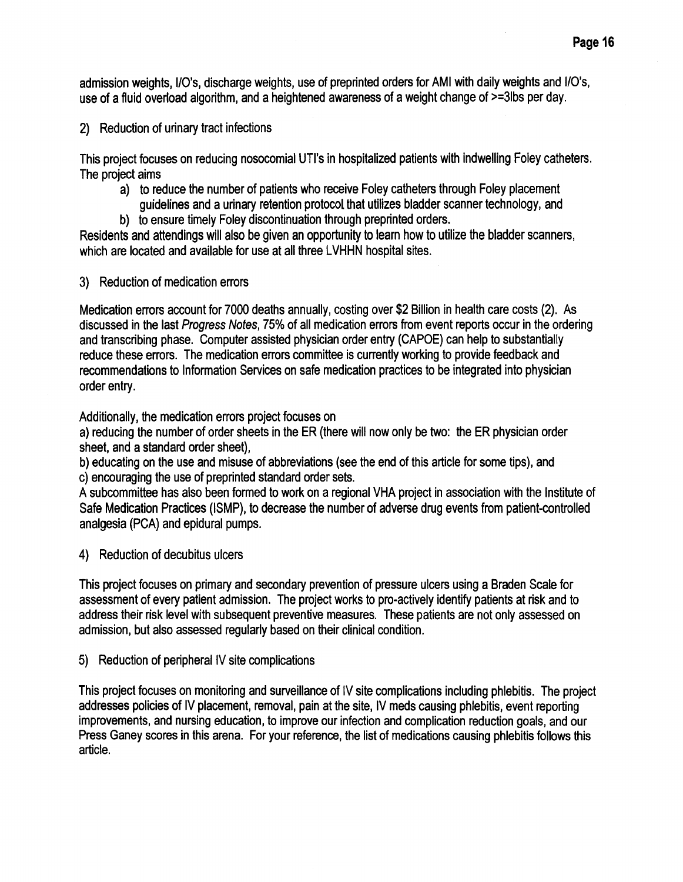admission weights, I/O's, discharge weights, use of preprinted orders for AMI with daily weights and I/O's, use of a fluid overload algorithm, and a heightened awareness of a weight change of >=3lbs per day.

2) Reduction of urinary tract infections

This project focuses on reducing nosocomial UTI's in hospitalized patients with indwelling Foley catheters. The project aims

a) to reduce the number of patients who receive Foley catheters through Foley placement guidelines and a urinary retention protocol that utilizes bladder scanner technology, and
b) to ensure timely Foley discontinuation through preprinted orders.

Residents and attendings will also be given an opportunity to learn how to utilize the bladder scanners, which are located and available for use at all three LVHHN hospital sites.

3) Reduction of medication errors

Medication errors account for 7000 deaths annually, costing over $2 Billion in health care costs (2). As discussed in the last *Progress Notes*, 75% of all medication errors from event reports occur in the ordering and transcribing phase. Computer assisted physician order entry (CAPOE) can help to substantially reduce these errors. The medication errors committee is currently working to provide feedback and recommendations to Information Services on safe medication practices to be integrated into physician order entry.

Additionally, the medication errors project focuses on
a) reducing the number of order sheets in the ER (there will now only be two: the ER physician order sheet, and a standard order sheet),
b) educating on the use and misuse of abbreviations (see the end of this article for some tips), and
c) encouraging the use of preprinted standard order sets.
A subcommittee has also been formed to work on a regional VHA project in association with the Institute of Safe Medication Practices (ISMP), to decrease the number of adverse drug events from patient-controlled analgesia (PCA) and epidural pumps.

4) Reduction of decubitus ulcers

This project focuses on primary and secondary prevention of pressure ulcers using a Braden Scale for assessment of every patient admission. The project works to pro-actively identify patients at risk and to address their risk level with subsequent preventive measures. These patients are not only assessed on admission, but also assessed regularly based on their clinical condition.

5) Reduction of peripheral IV site complications

This project focuses on monitoring and surveillance of IV site complications including phlebitis. The project addresses policies of IV placement, removal, pain at the site, IV meds causing phlebitis, event reporting improvements, and nursing education, to improve our infection and complication reduction goals, and our Press Ganey scores in this arena. For your reference, the list of medications causing phlebitis follows this article.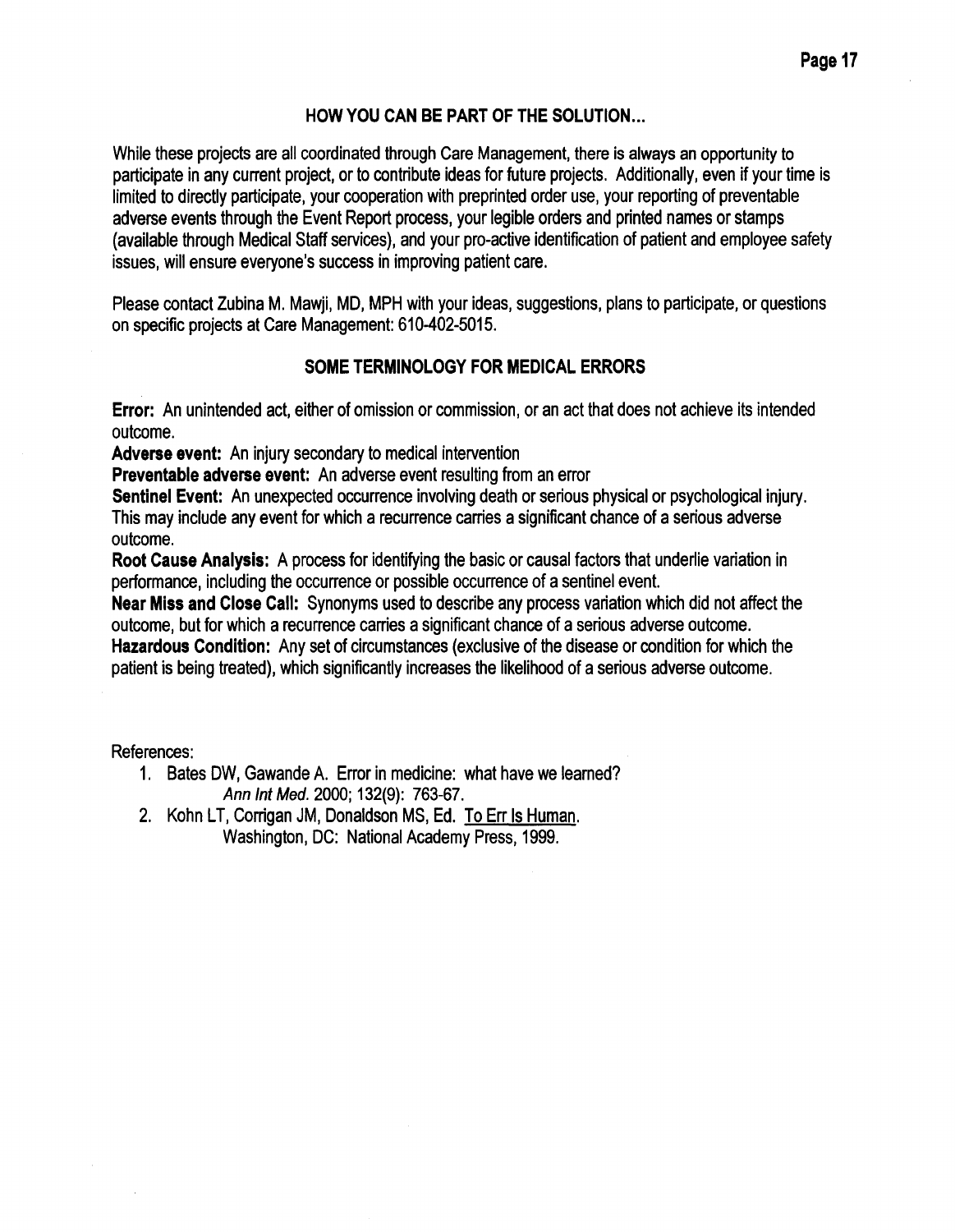## HOW YOU CAN BE PART OF THE SOLUTION...

While these projects are all coordinated through Care Management, there is always an opportunity to participate in any current project, or to contribute ideas for future projects. Additionally, even if your time is limited to directly participate, your cooperation with preprinted order use, your reporting of preventable adverse events through the Event Report process, your legible orders and printed names or stamps (available through Medical Staff services), and your pro-active identification of patient and employee safety issues, will ensure everyone's success in improving patient care.

Please contact Zubina M. Mawji, MD, MPH with your ideas, suggestions, plans to participate, or questions on specific projects at Care Management: 610-402-5015.

## SOME TERMINOLOGY FOR MEDICAL ERRORS

**Error:** An unintended act, either of omission or commission, or an act that does not achieve its intended outcome.

**Adverse event:** An injury secondary to medical intervention

**Preventable adverse event:** An adverse event resulting from an error

**Sentinel Event:** An unexpected occurrence involving death or serious physical or psychological injury. This may include any event for which a recurrence carries a significant chance of a serious adverse outcome.

**Root Cause Analysis:** A process for identifying the basic or causal factors that underlie variation in performance, including the occurrence or possible occurrence of a sentinel event.

**Near Miss and Close Call:** Synonyms used to describe any process variation which did not affect the outcome, but for which a recurrence carries a significant chance of a serious adverse outcome.

**Hazardous Condition:** Any set of circumstances (exclusive of the disease or condition for which the patient is being treated), which significantly increases the likelihood of a serious adverse outcome.

References:

1. Bates DW, Gawande A. Error in medicine: what have we learned? *Ann Int Med.* 2000; 132(9): 763-67.
2. Kohn LT, Corrigan JM, Donaldson MS, Ed. To Err Is Human. Washington, DC: National Academy Press, 1999.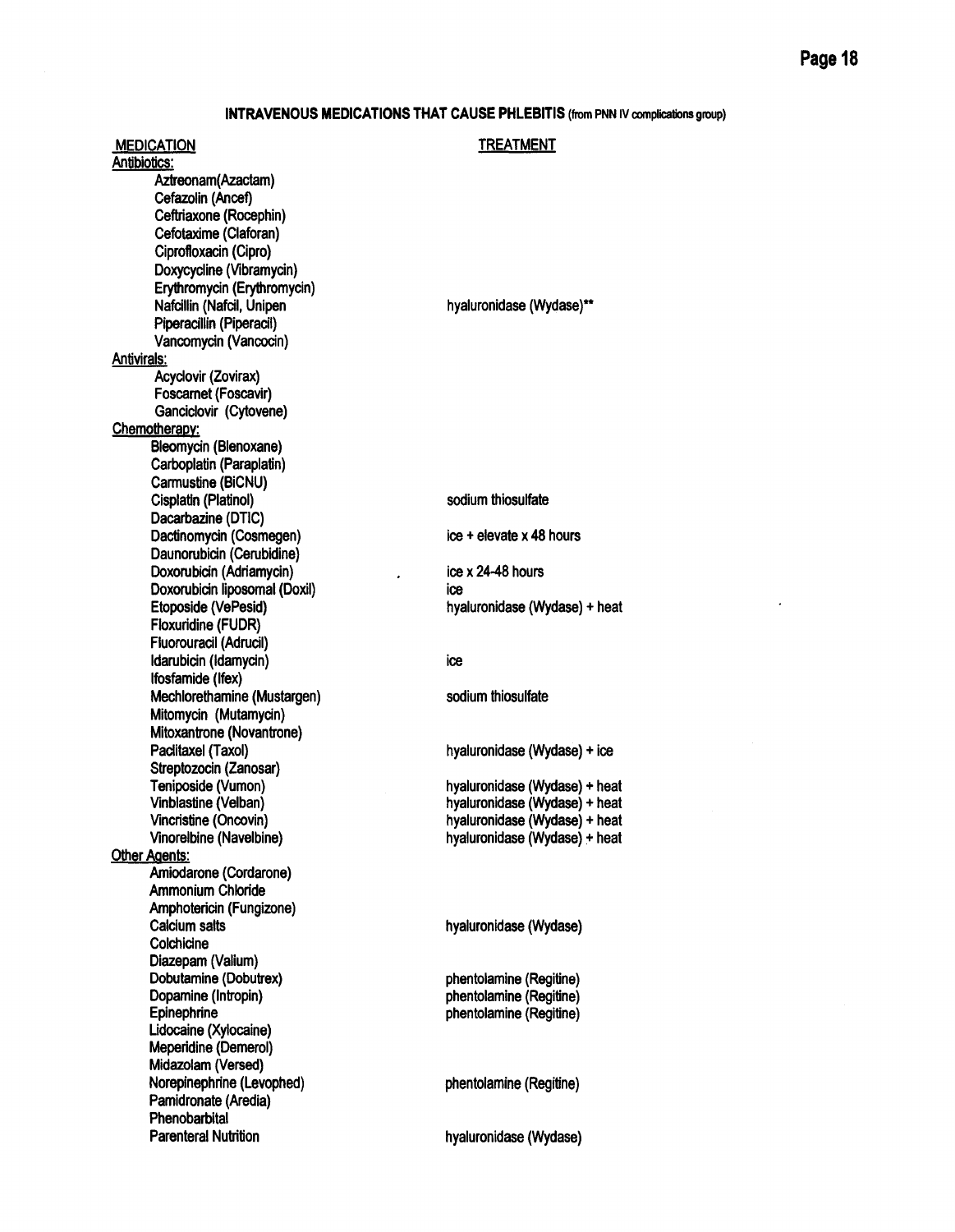## INTRAVENOUS MEDICATIONS THAT CAUSE PHLEBITIS (from PNN IV complications group)

| MEDICATION | TREATMENT |
|---|---|
| **Antibiotics:** | |
| Aztreonam(Azactam) | |
| Cefazolin (Ancef) | |
| Ceftriaxone (Rocephin) | |
| Cefotaxime (Claforan) | |
| Ciprofloxacin (Cipro) | |
| Doxycycline (Vibramycin) | |
| Erythromycin (Erythromycin) | |
| Nafcillin (Nafcil, Unipen | hyaluronidase (Wydase)** |
| Piperacillin (Piperacil) | |
| Vancomycin (Vancocin) | |
| **Antivirals:** | |
| Acyclovir (Zovirax) | |
| Foscarnet (Foscavir) | |
| Ganciclovir (Cytovene) | |
| **Chemotherapy:** | |
| Bleomycin (Blenoxane) | |
| Carboplatin (Paraplatin) | |
| Carmustine (BiCNU) | |
| Cisplatin (Platinol) | sodium thiosulfate |
| Dacarbazine (DTIC) | |
| Dactinomycin (Cosmegen) | ice + elevate x 48 hours |
| Daunorubicin (Cerubidine) | |
| Doxorubicin (Adriamycin) | ice x 24-48 hours |
| Doxorubicin liposomal (Doxil) | ice |
| Etoposide (VePesid) | hyaluronidase (Wydase) + heat |
| Floxuridine (FUDR) | |
| Fluorouracil (Adrucil) | |
| Idarubicin (Idamycin) | ice |
| Ifosfamide (Ifex) | |
| Mechlorethamine (Mustargen) | sodium thiosulfate |
| Mitomycin (Mutamycin) | |
| Mitoxantrone (Novantrone) | |
| Paclitaxel (Taxol) | hyaluronidase (Wydase) + ice |
| Streptozocin (Zanosar) | |
| Teniposide (Vumon) | hyaluronidase (Wydase) + heat |
| Vinblastine (Velban) | hyaluronidase (Wydase) + heat |
| Vincristine (Oncovin) | hyaluronidase (Wydase) + heat |
| Vinorelbine (Navelbine) | hyaluronidase (Wydase) + heat |
| **Other Agents:** | |
| Amiodarone (Cordarone) | |
| Ammonium Chloride | |
| Amphotericin (Fungizone) | |
| Calcium salts | hyaluronidase (Wydase) |
| Colchicine | |
| Diazepam (Valium) | |
| Dobutamine (Dobutrex) | phentolamine (Regitine) |
| Dopamine (Intropin) | phentolamine (Regitine) |
| Epinephrine | phentolamine (Regitine) |
| Lidocaine (Xylocaine) | |
| Meperidine (Demerol) | |
| Midazolam (Versed) | |
| Norepinephrine (Levophed) | phentolamine (Regitine) |
| Pamidronate (Aredia) | |
| Phenobarbital | |
| Parenteral Nutrition | hyaluronidase (Wydase) |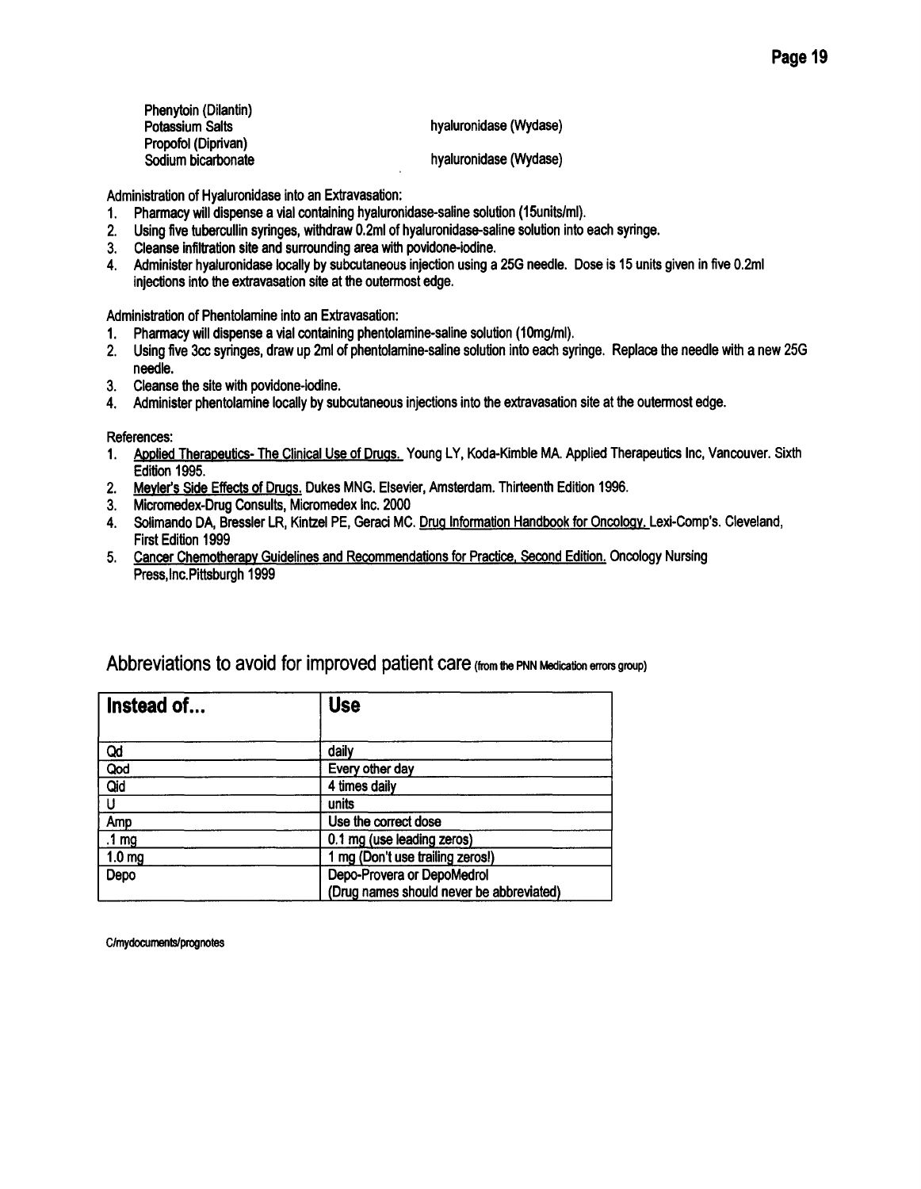| | |
|---|---|
| Phenytoin (Dilantin) | |
| Potassium Salts | hyaluronidase (Wydase) |
| Propofol (Diprivan) | |
| Sodium bicarbonate | hyaluronidase (Wydase) |

Administration of Hyaluronidase into an Extravasation:

1. Pharmacy will dispense a vial containing hyaluronidase-saline solution (15units/ml).
2. Using five tubercullin syringes, withdraw 0.2ml of hyaluronidase-saline solution into each syringe.
3. Cleanse infiltration site and surrounding area with povidone-iodine.
4. Administer hyaluronidase locally by subcutaneous injection using a 25G needle. Dose is 15 units given in five 0.2ml injections into the extravasation site at the outermost edge.

Administration of Phentolamine into an Extravasation:

1. Pharmacy will dispense a vial containing phentolamine-saline solution (10mg/ml).
2. Using five 3cc syringes, draw up 2ml of phentolamine-saline solution into each syringe. Replace the needle with a new 25G needle.
3. Cleanse the site with povidone-iodine.
4. Administer phentolamine locally by subcutaneous injections into the extravasation site at the outermost edge.

References:

1. Applied Therapeutics- The Clinical Use of Drugs. Young LY, Koda-Kimble MA. Applied Therapeutics Inc, Vancouver. Sixth Edition 1995.
2. Meyler's Side Effects of Drugs. Dukes MNG. Elsevier, Amsterdam. Thirteenth Edition 1996.
3. Micromedex-Drug Consults, Micromedex Inc. 2000
4. Solimando DA, Bressler LR, Kintzel PE, Geraci MC. Drug Information Handbook for Oncology. Lexi-Comp's. Cleveland, First Edition 1999
5. Cancer Chemotherapy Guidelines and Recommendations for Practice, Second Edition. Oncology Nursing Press,Inc.Pittsburgh 1999

## Abbreviations to avoid for improved patient care (from the PNN Medication errors group)

| Instead of... | Use |
|---|---|
| Qd | daily |
| Qod | Every other day |
| Qid | 4 times daily |
| U | units |
| Amp | Use the correct dose |
| .1 mg | 0.1 mg (use leading zeros) |
| 1.0 mg | 1 mg (Don't use trailing zeros!) |
| Depo | Depo-Provera or DepoMedrol (Drug names should never be abbreviated) |

C/mydocuments/prognotes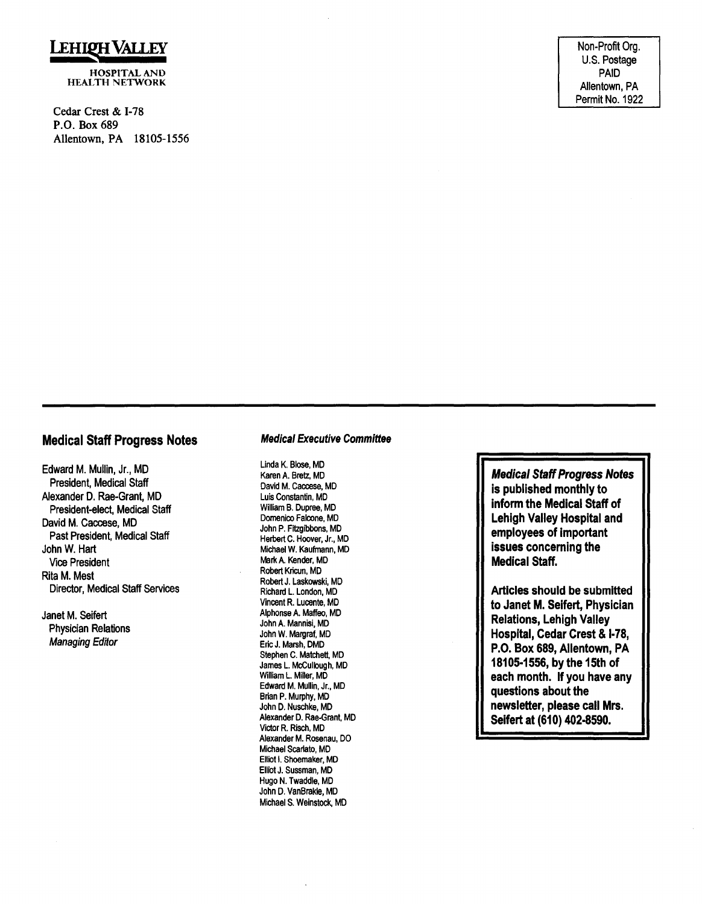**LEHIGH VALLEY**

HOSPITAL AND HEALTH NETWORK

Cedar Crest & I-78
P.O. Box 689
Allentown, PA 18105-1556

Non-Profit Org.
U.S. Postage
PAID
Allentown, PA
Permit No. 1922

---

## Medical Staff Progress Notes

Edward M. Mullin, Jr., MD
President, Medical Staff

Alexander D. Rae-Grant, MD
President-elect, Medical Staff

David M. Caccese, MD
Past President, Medical Staff

John W. Hart
Vice President

Rita M. Mest
Director, Medical Staff Services

Janet M. Seifert
Physician Relations
*Managing Editor*

### *Medical Executive Committee*

Linda K. Blose, MD
Karen A. Bretz, MD
David M. Caccese, MD
Luis Constantin, MD
William B. Dupree, MD
Domenico Falcone, MD
John P. Fitzgibbons, MD
Herbert C. Hoover, Jr., MD
Michael W. Kaufmann, MD
Mark A. Kender, MD
Robert Kricun, MD
Robert J. Laskowski, MD
Richard L. London, MD
Vincent R. Lucente, MD
Alphonse A. Maffeo, MD
John A. Mannisi, MD
John W. Margraf, MD
Eric J. Marsh, DMD
Stephen C. Matchett, MD
James L. McCullough, MD
William L. Miller, MD
Edward M. Mullin, Jr., MD
Brian P. Murphy, MD
John D. Nuschke, MD
Alexander D. Rae-Grant, MD
Victor R. Risch, MD
Alexander M. Rosenau, DO
Michael Scarlato, MD
Elliot I. Shoemaker, MD
Elliot J. Sussman, MD
Hugo N. Twaddle, MD
John D. VanBrakle, MD
Michael S. Weinstock, MD

***Medical Staff Progress Notes*** **is published monthly to inform the Medical Staff of Lehigh Valley Hospital and employees of important issues concerning the Medical Staff.**

**Articles should be submitted to Janet M. Seifert, Physician Relations, Lehigh Valley Hospital, Cedar Crest & I-78, P.O. Box 689, Allentown, PA 18105-1556, by the 15th of each month. If you have any questions about the newsletter, please call Mrs. Seifert at (610) 402-8590.**